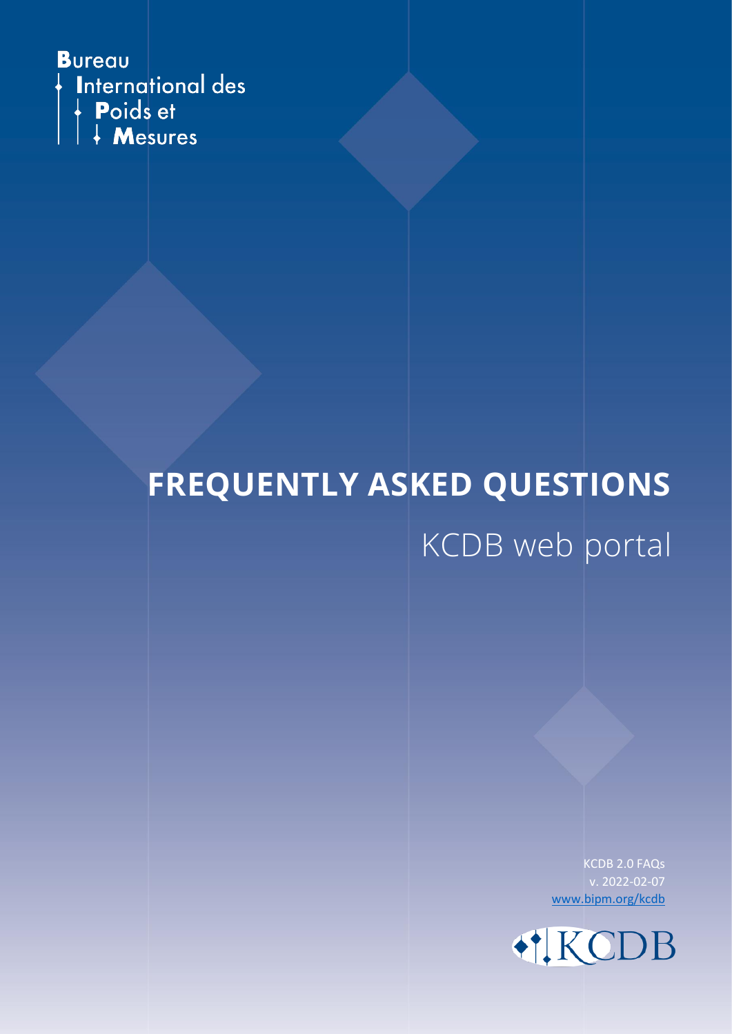Bureau
International des
Poids et
Mesures

# FREQUENTLY ASKED QUESTIONS

## KCDB web portal

KCDB 2.0 FAQs
v. 2022-02-07
www.bipm.org/kcdb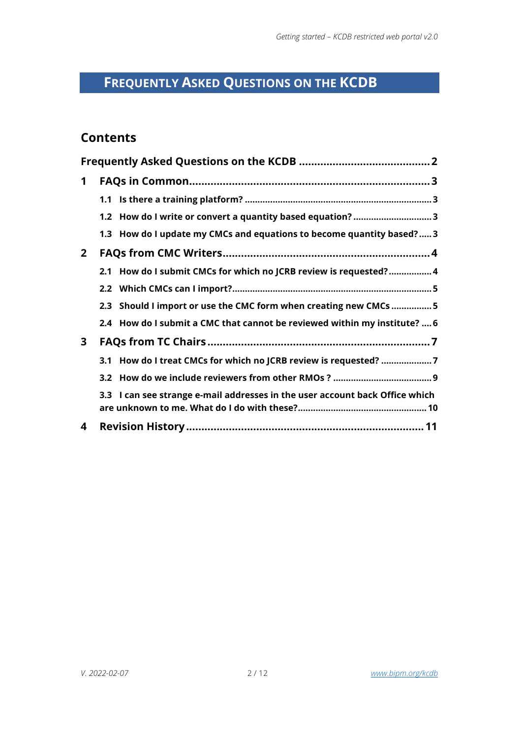# FREQUENTLY ASKED QUESTIONS ON THE KCDB

## Contents

**Frequently Asked Questions on the KCDB ..... 2**

**1 FAQs in Common ..... 3**

- **1.1 Is there a training platform? ..... 3**
- **1.2 How do I write or convert a quantity based equation? ..... 3**
- **1.3 How do I update my CMCs and equations to become quantity based? ..... 3**

**2 FAQs from CMC Writers ..... 4**

- **2.1 How do I submit CMCs for which no JCRB review is requested? ..... 4**
- **2.2 Which CMCs can I import? ..... 5**
- **2.3 Should I import or use the CMC form when creating new CMCs ..... 5**
- **2.4 How do I submit a CMC that cannot be reviewed within my institute? ..... 6**

**3 FAQs from TC Chairs ..... 7**

- **3.1 How do I treat CMCs for which no JCRB review is requested? ..... 7**
- **3.2 How do we include reviewers from other RMOs ? ..... 9**
- **3.3 I can see strange e-mail addresses in the user account back Office which are unknown to me. What do I do with these? ..... 10**

**4 Revision History ..... 11**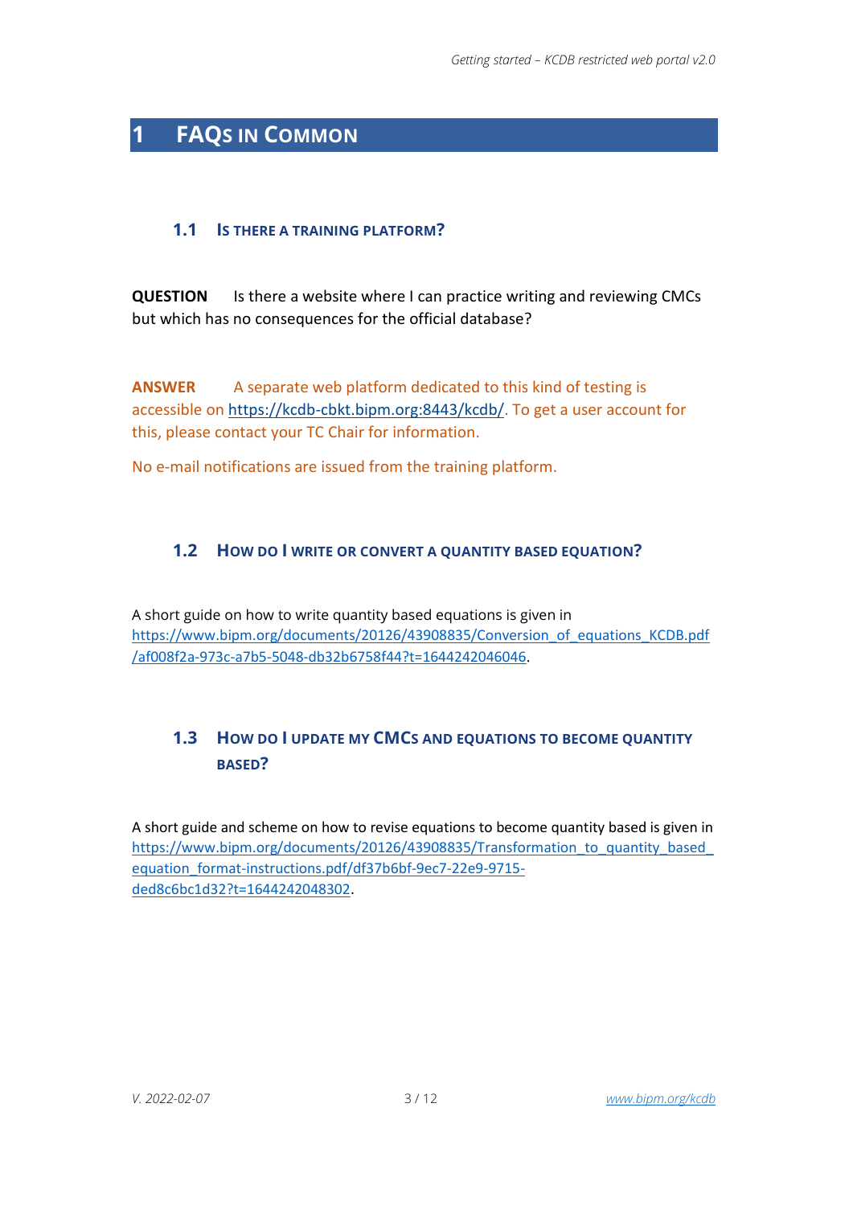# 1 FAQs in Common

## 1.1 Is there a training platform?

**QUESTION** Is there a website where I can practice writing and reviewing CMCs but which has no consequences for the official database?

**ANSWER** A separate web platform dedicated to this kind of testing is accessible on https://kcdb-cbkt.bipm.org:8443/kcdb/. To get a user account for this, please contact your TC Chair for information.

No e-mail notifications are issued from the training platform.

## 1.2 How do I write or convert a quantity based equation?

A short guide on how to write quantity based equations is given in https://www.bipm.org/documents/20126/43908835/Conversion_of_equations_KCDB.pdf/af008f2a-973c-a7b5-5048-db32b6758f44?t=1644242046046.

## 1.3 How do I update my CMCs and equations to become quantity based?

A short guide and scheme on how to revise equations to become quantity based is given in https://www.bipm.org/documents/20126/43908835/Transformation_to_quantity_based_equation_format-instructions.pdf/df37b6bf-9ec7-22e9-9715-ded8c6bc1d32?t=1644242048302.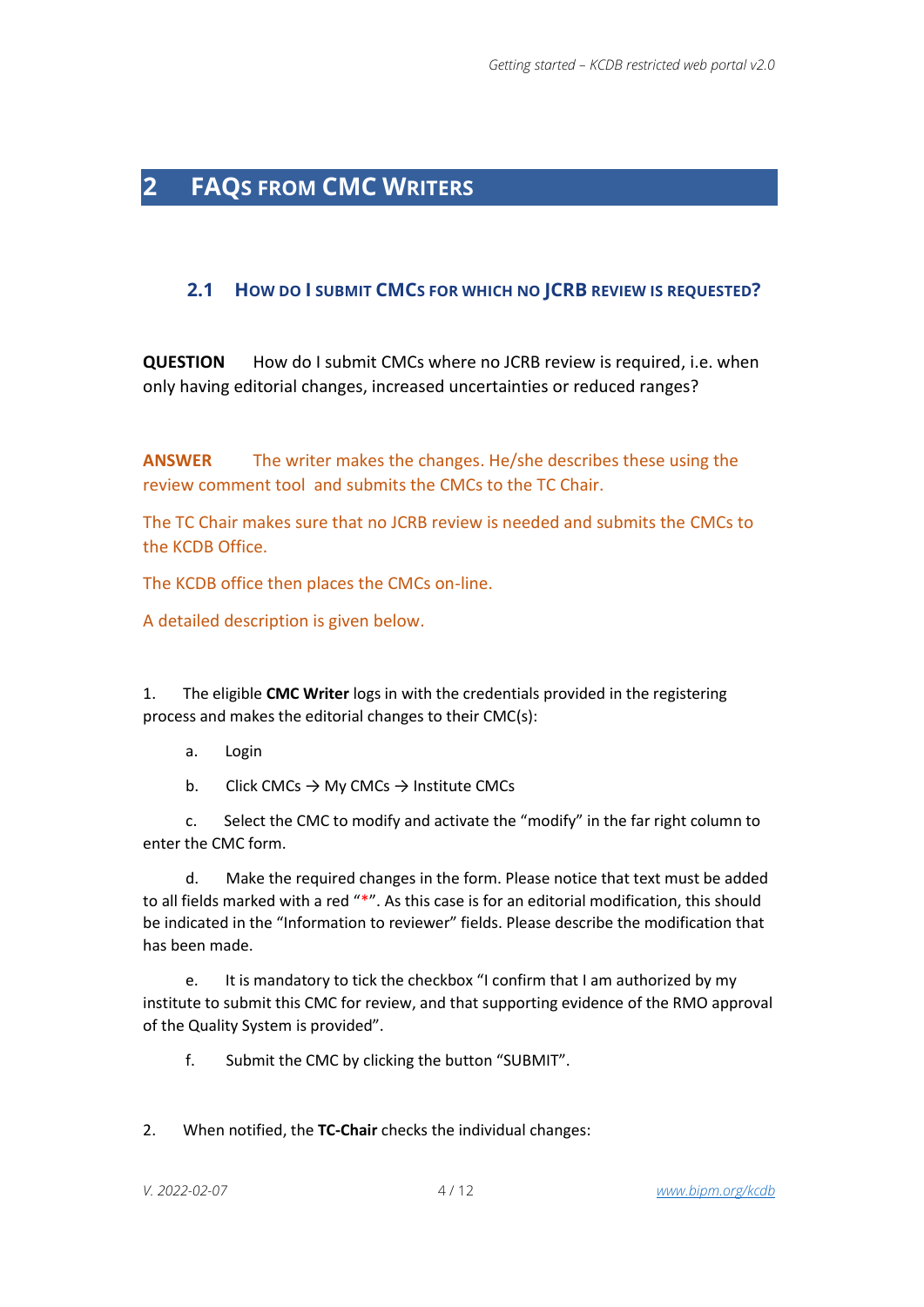# 2 FAQs FROM CMC WRITERS

## 2.1 HOW DO I SUBMIT CMCS FOR WHICH NO JCRB REVIEW IS REQUESTED?

**QUESTION** How do I submit CMCs where no JCRB review is required, i.e. when only having editorial changes, increased uncertainties or reduced ranges?

**ANSWER** The writer makes the changes. He/she describes these using the review comment tool and submits the CMCs to the TC Chair.

The TC Chair makes sure that no JCRB review is needed and submits the CMCs to the KCDB Office.

The KCDB office then places the CMCs on-line.

A detailed description is given below.

1. The eligible **CMC Writer** logs in with the credentials provided in the registering process and makes the editorial changes to their CMC(s):

   a. Login

   b. Click CMCs → My CMCs → Institute CMCs

   c. Select the CMC to modify and activate the "modify" in the far right column to enter the CMC form.

   d. Make the required changes in the form. Please notice that text must be added to all fields marked with a red "*". As this case is for an editorial modification, this should be indicated in the "Information to reviewer" fields. Please describe the modification that has been made.

   e. It is mandatory to tick the checkbox "I confirm that I am authorized by my institute to submit this CMC for review, and that supporting evidence of the RMO approval of the Quality System is provided".

   f. Submit the CMC by clicking the button "SUBMIT".

2. When notified, the **TC-Chair** checks the individual changes: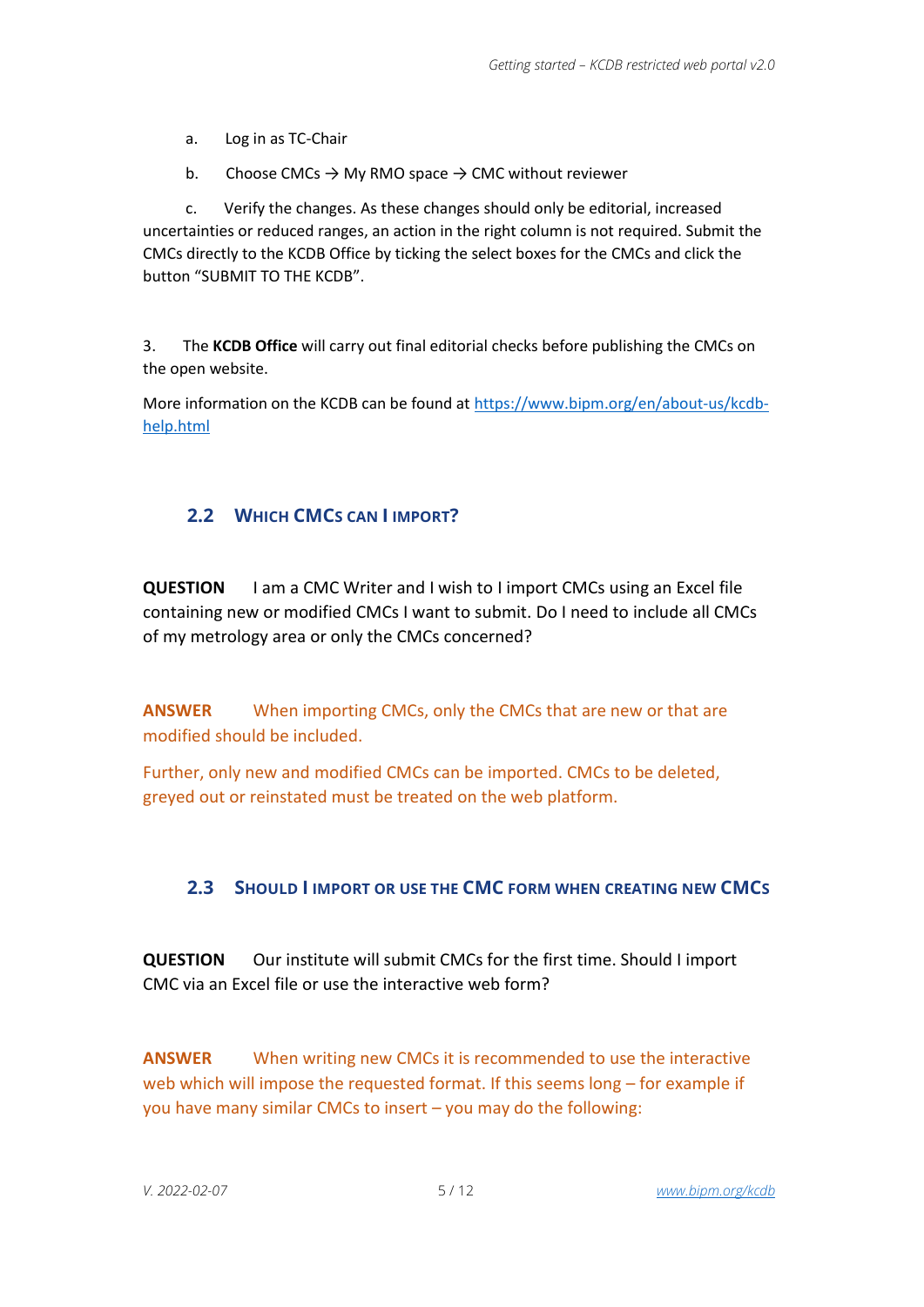a. Log in as TC-Chair

b. Choose CMCs → My RMO space → CMC without reviewer

c. Verify the changes. As these changes should only be editorial, increased uncertainties or reduced ranges, an action in the right column is not required. Submit the CMCs directly to the KCDB Office by ticking the select boxes for the CMCs and click the button "SUBMIT TO THE KCDB".

3. The **KCDB Office** will carry out final editorial checks before publishing the CMCs on the open website.

More information on the KCDB can be found at [https://www.bipm.org/en/about-us/kcdb-help.html](https://www.bipm.org/en/about-us/kcdb-help.html)

## 2.2 WHICH CMCS CAN I IMPORT?

**QUESTION** I am a CMC Writer and I wish to I import CMCs using an Excel file containing new or modified CMCs I want to submit. Do I need to include all CMCs of my metrology area or only the CMCs concerned?

**ANSWER** When importing CMCs, only the CMCs that are new or that are modified should be included.

Further, only new and modified CMCs can be imported. CMCs to be deleted, greyed out or reinstated must be treated on the web platform.

## 2.3 SHOULD I IMPORT OR USE THE CMC FORM WHEN CREATING NEW CMCS

**QUESTION** Our institute will submit CMCs for the first time. Should I import CMC via an Excel file or use the interactive web form?

**ANSWER** When writing new CMCs it is recommended to use the interactive web which will impose the requested format. If this seems long – for example if you have many similar CMCs to insert – you may do the following: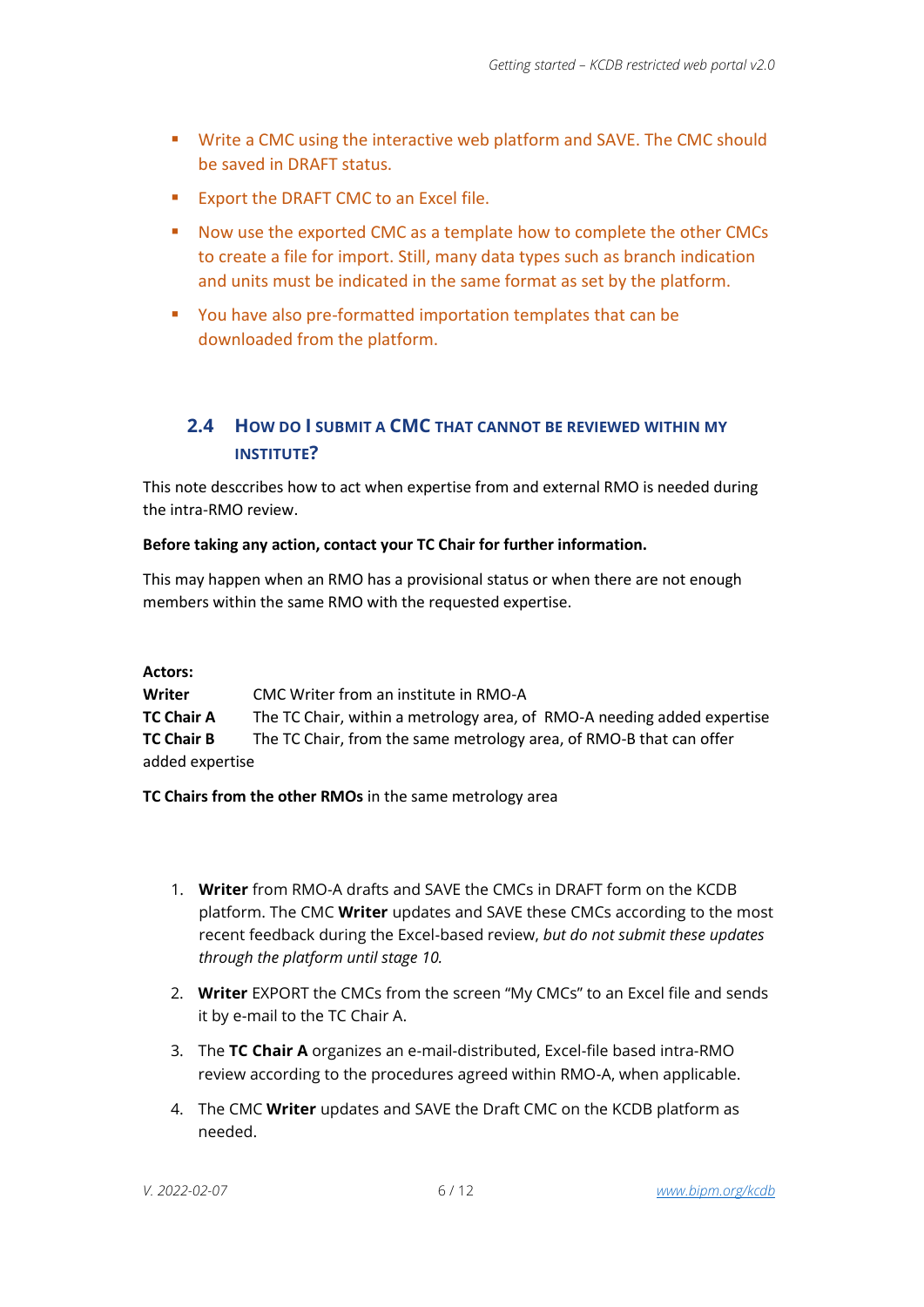- Write a CMC using the interactive web platform and SAVE. The CMC should be saved in DRAFT status.
- Export the DRAFT CMC to an Excel file.
- Now use the exported CMC as a template how to complete the other CMCs to create a file for import. Still, many data types such as branch indication and units must be indicated in the same format as set by the platform.
- You have also pre-formatted importation templates that can be downloaded from the platform.

## 2.4 How do I submit a CMC that cannot be reviewed within my institute?

This note desccribes how to act when expertise from and external RMO is needed during the intra-RMO review.

**Before taking any action, contact your TC Chair for further information.**

This may happen when an RMO has a provisional status or when there are not enough members within the same RMO with the requested expertise.

**Actors:**
**Writer** CMC Writer from an institute in RMO-A
**TC Chair A** The TC Chair, within a metrology area, of RMO-A needing added expertise
**TC Chair B** The TC Chair, from the same metrology area, of RMO-B that can offer added expertise

**TC Chairs from the other RMOs** in the same metrology area

1. **Writer** from RMO-A drafts and SAVE the CMCs in DRAFT form on the KCDB platform. The CMC **Writer** updates and SAVE these CMCs according to the most recent feedback during the Excel-based review, *but do not submit these updates through the platform until stage 10.*
2. **Writer** EXPORT the CMCs from the screen "My CMCs" to an Excel file and sends it by e-mail to the TC Chair A.
3. The **TC Chair A** organizes an e-mail-distributed, Excel-file based intra-RMO review according to the procedures agreed within RMO-A, when applicable.
4. The CMC **Writer** updates and SAVE the Draft CMC on the KCDB platform as needed.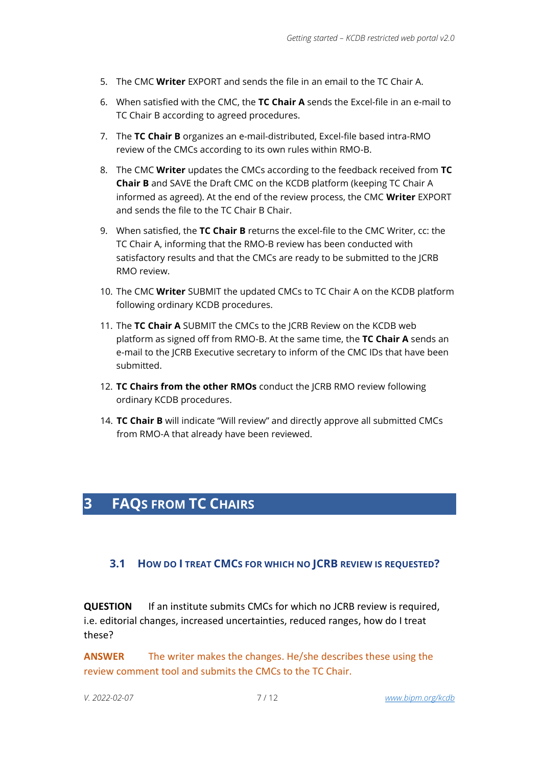5. The CMC **Writer** EXPORT and sends the file in an email to the TC Chair A.

6. When satisfied with the CMC, the **TC Chair A** sends the Excel-file in an e-mail to TC Chair B according to agreed procedures.

7. The **TC Chair B** organizes an e-mail-distributed, Excel-file based intra-RMO review of the CMCs according to its own rules within RMO-B.

8. The CMC **Writer** updates the CMCs according to the feedback received from **TC Chair B** and SAVE the Draft CMC on the KCDB platform (keeping TC Chair A informed as agreed). At the end of the review process, the CMC **Writer** EXPORT and sends the file to the TC Chair B Chair.

9. When satisfied, the **TC Chair B** returns the excel-file to the CMC Writer, cc: the TC Chair A, informing that the RMO-B review has been conducted with satisfactory results and that the CMCs are ready to be submitted to the JCRB RMO review.

10. The CMC **Writer** SUBMIT the updated CMCs to TC Chair A on the KCDB platform following ordinary KCDB procedures.

11. The **TC Chair A** SUBMIT the CMCs to the JCRB Review on the KCDB web platform as signed off from RMO-B. At the same time, the **TC Chair A** sends an e-mail to the JCRB Executive secretary to inform of the CMC IDs that have been submitted.

12. **TC Chairs from the other RMOs** conduct the JCRB RMO review following ordinary KCDB procedures.

14. **TC Chair B** will indicate "Will review" and directly approve all submitted CMCs from RMO-A that already have been reviewed.

# 3 FAQs from TC Chairs

## 3.1 How do I treat CMCs for which no JCRB review is requested?

**QUESTION** If an institute submits CMCs for which no JCRB review is required, i.e. editorial changes, increased uncertainties, reduced ranges, how do I treat these?

**ANSWER** The writer makes the changes. He/she describes these using the review comment tool and submits the CMCs to the TC Chair.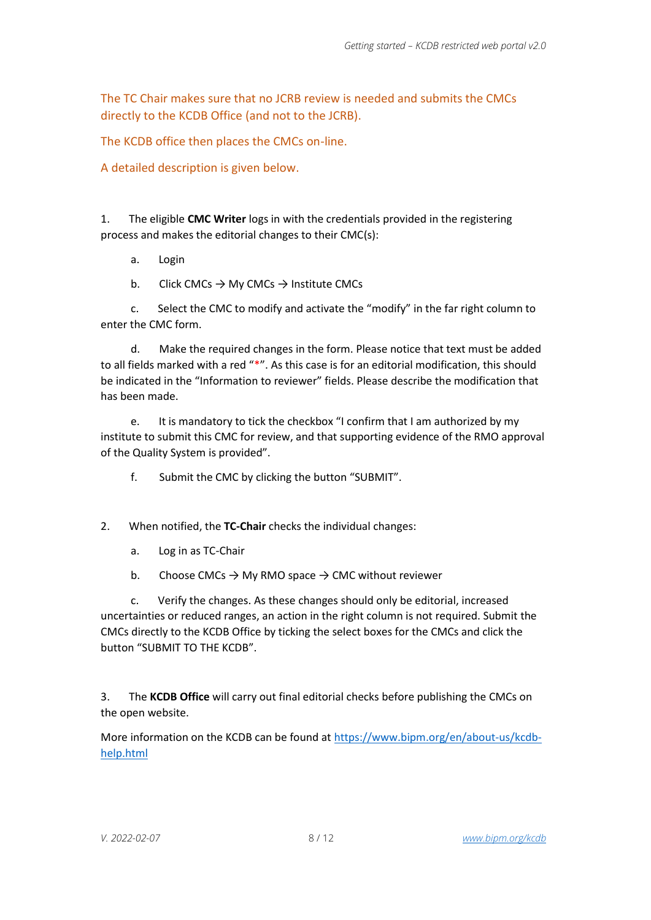The TC Chair makes sure that no JCRB review is needed and submits the CMCs directly to the KCDB Office (and not to the JCRB).

The KCDB office then places the CMCs on-line.

A detailed description is given below.

1. The eligible **CMC Writer** logs in with the credentials provided in the registering process and makes the editorial changes to their CMC(s):

   a. Login

   b. Click CMCs → My CMCs → Institute CMCs

   c. Select the CMC to modify and activate the "modify" in the far right column to enter the CMC form.

   d. Make the required changes in the form. Please notice that text must be added to all fields marked with a red "*". As this case is for an editorial modification, this should be indicated in the "Information to reviewer" fields. Please describe the modification that has been made.

   e. It is mandatory to tick the checkbox "I confirm that I am authorized by my institute to submit this CMC for review, and that supporting evidence of the RMO approval of the Quality System is provided".

   f. Submit the CMC by clicking the button "SUBMIT".

2. When notified, the **TC-Chair** checks the individual changes:

   a. Log in as TC-Chair

   b. Choose CMCs → My RMO space → CMC without reviewer

   c. Verify the changes. As these changes should only be editorial, increased uncertainties or reduced ranges, an action in the right column is not required. Submit the CMCs directly to the KCDB Office by ticking the select boxes for the CMCs and click the button "SUBMIT TO THE KCDB".

3. The **KCDB Office** will carry out final editorial checks before publishing the CMCs on the open website.

More information on the KCDB can be found at [https://www.bipm.org/en/about-us/kcdb-help.html](https://www.bipm.org/en/about-us/kcdb-help.html)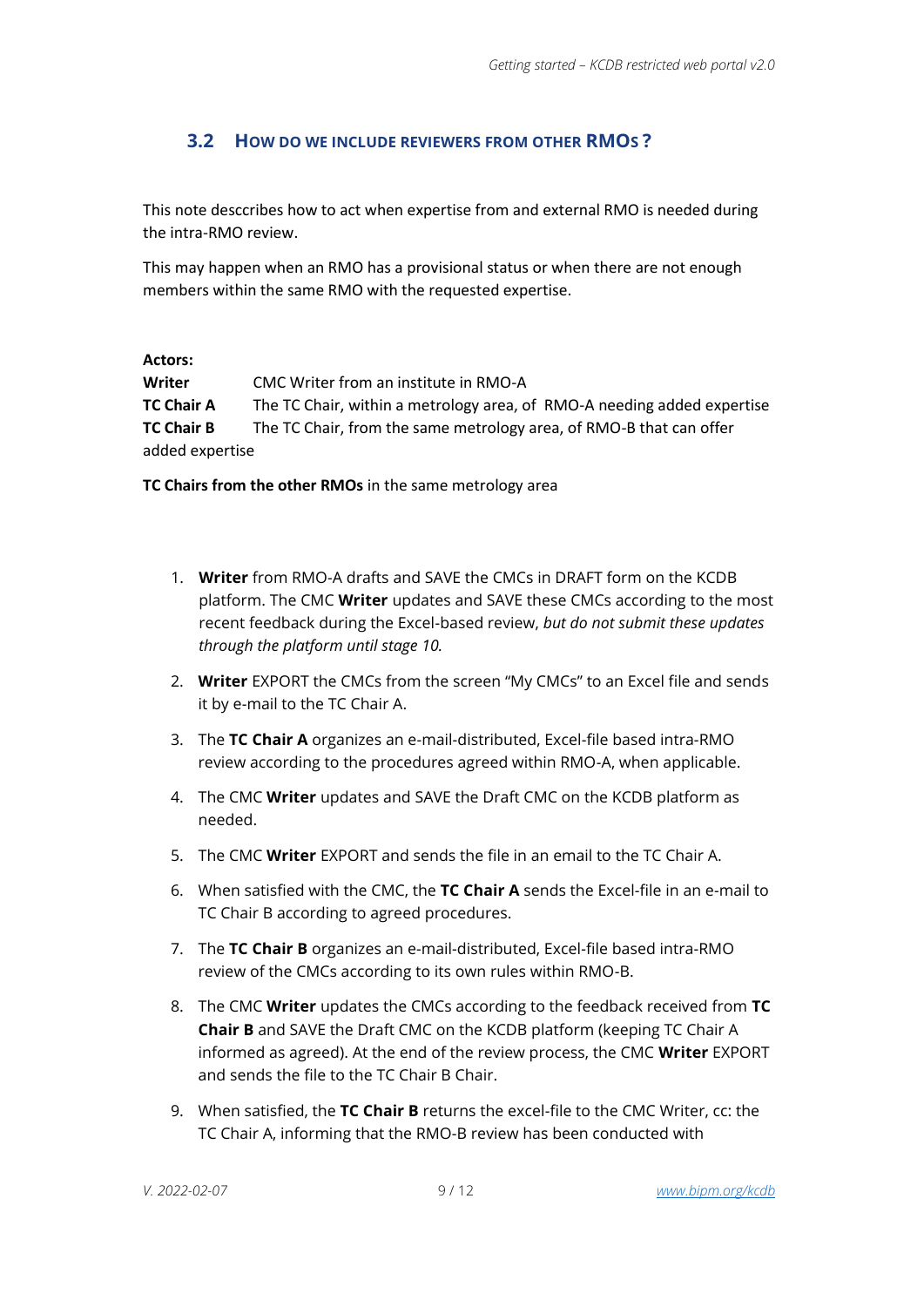## 3.2 How do we include reviewers from other RMOs ?

This note desccribes how to act when expertise from and external RMO is needed during the intra-RMO review.

This may happen when an RMO has a provisional status or when there are not enough members within the same RMO with the requested expertise.

**Actors:**

**Writer** CMC Writer from an institute in RMO-A

**TC Chair A** The TC Chair, within a metrology area, of RMO-A needing added expertise

**TC Chair B** The TC Chair, from the same metrology area, of RMO-B that can offer added expertise

**TC Chairs from the other RMOs** in the same metrology area

1. **Writer** from RMO-A drafts and SAVE the CMCs in DRAFT form on the KCDB platform. The CMC **Writer** updates and SAVE these CMCs according to the most recent feedback during the Excel-based review, *but do not submit these updates through the platform until stage 10.*
2. **Writer** EXPORT the CMCs from the screen "My CMCs" to an Excel file and sends it by e-mail to the TC Chair A.
3. The **TC Chair A** organizes an e-mail-distributed, Excel-file based intra-RMO review according to the procedures agreed within RMO-A, when applicable.
4. The CMC **Writer** updates and SAVE the Draft CMC on the KCDB platform as needed.
5. The CMC **Writer** EXPORT and sends the file in an email to the TC Chair A.
6. When satisfied with the CMC, the **TC Chair A** sends the Excel-file in an e-mail to TC Chair B according to agreed procedures.
7. The **TC Chair B** organizes an e-mail-distributed, Excel-file based intra-RMO review of the CMCs according to its own rules within RMO-B.
8. The CMC **Writer** updates the CMCs according to the feedback received from **TC Chair B** and SAVE the Draft CMC on the KCDB platform (keeping TC Chair A informed as agreed). At the end of the review process, the CMC **Writer** EXPORT and sends the file to the TC Chair B Chair.
9. When satisfied, the **TC Chair B** returns the excel-file to the CMC Writer, cc: the TC Chair A, informing that the RMO-B review has been conducted with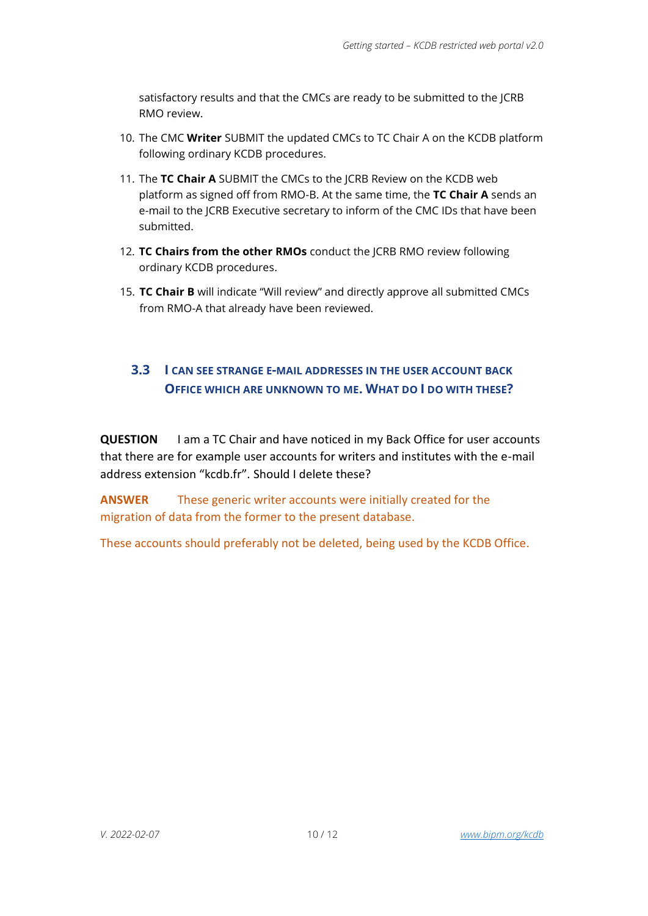satisfactory results and that the CMCs are ready to be submitted to the JCRB RMO review.

10. The CMC **Writer** SUBMIT the updated CMCs to TC Chair A on the KCDB platform following ordinary KCDB procedures.
11. The **TC Chair A** SUBMIT the CMCs to the JCRB Review on the KCDB web platform as signed off from RMO-B. At the same time, the **TC Chair A** sends an e-mail to the JCRB Executive secretary to inform of the CMC IDs that have been submitted.
12. **TC Chairs from the other RMOs** conduct the JCRB RMO review following ordinary KCDB procedures.
15. **TC Chair B** will indicate "Will review" and directly approve all submitted CMCs from RMO-A that already have been reviewed.

## 3.3 I can see strange e-mail addresses in the user account back Office which are unknown to me. What do I do with these?

**QUESTION** I am a TC Chair and have noticed in my Back Office for user accounts that there are for example user accounts for writers and institutes with the e-mail address extension "kcdb.fr". Should I delete these?

**ANSWER** These generic writer accounts were initially created for the migration of data from the former to the present database.

These accounts should preferably not be deleted, being used by the KCDB Office.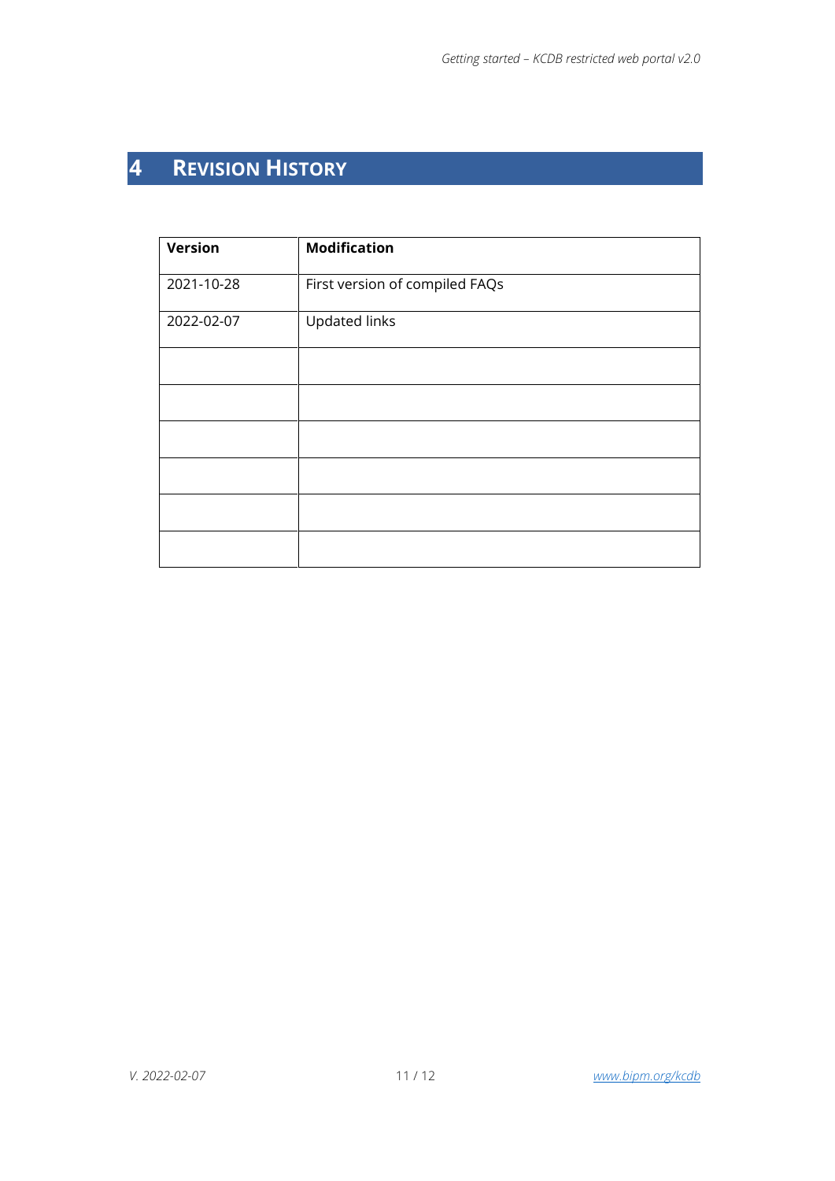# 4 Revision History

| Version | Modification |
|---|---|
| 2021-10-28 | First version of compiled FAQs |
| 2022-02-07 | Updated links |
| | |
| | |
| | |
| | |
| | |
| | |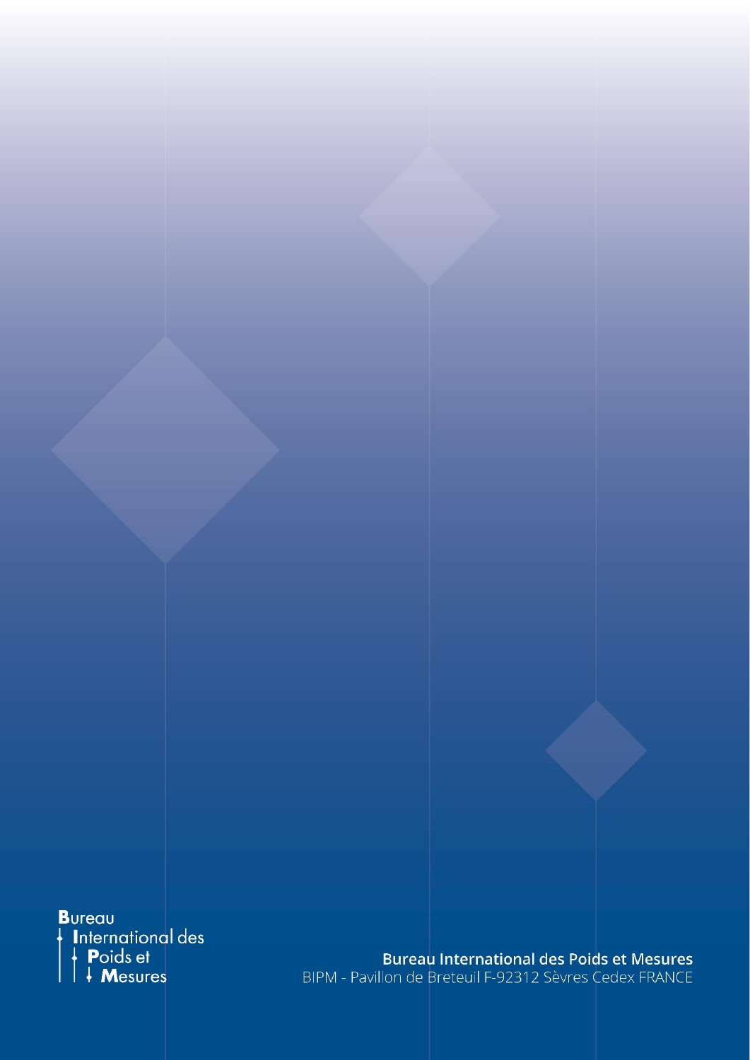Bureau
International des
Poids et
Mesures

**Bureau International des Poids et Mesures**
BIPM - Pavillon de Breteuil F-92312 Sèvres Cedex FRANCE